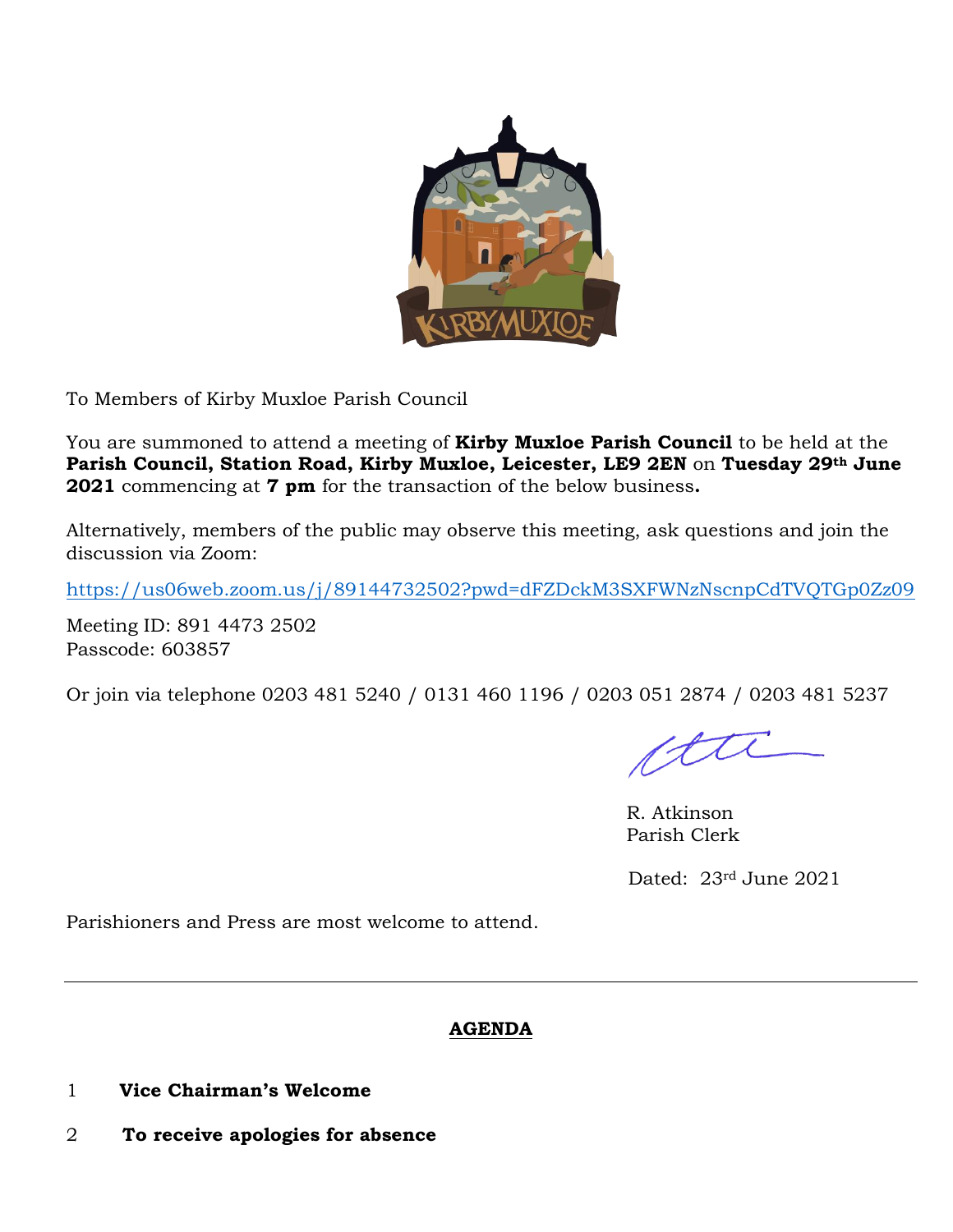To Members of Kirby Muxloe Parish Council

You are summoned to attend a meeting of **Kirby Muxloe Parish Council** to be held at the **Parish Council, Station Road, Kirby Muxloe, Leicester, LE9 2EN** on **Tuesday 29th June 2021** commencing at **7 pm** for the transaction of the below business**.**

Alternatively, members of the public may observe this meeting, ask questions and join the discussion via Zoom:

https://us06web.zoom.us/j/89144732502?pwd=dFZDckM3SXFWNzNscnpCdTVQTGp0Zz09

Meeting ID: 891 4473 2502
Passcode: 603857

Or join via telephone 0203 481 5240 / 0131 460 1196 / 0203 051 2874 / 0203 481 5237

R. Atkinson
Parish Clerk

Dated: 23rd June 2021

Parishioners and Press are most welcome to attend.

---

## AGENDA

1 **Vice Chairman's Welcome**

2 **To receive apologies for absence**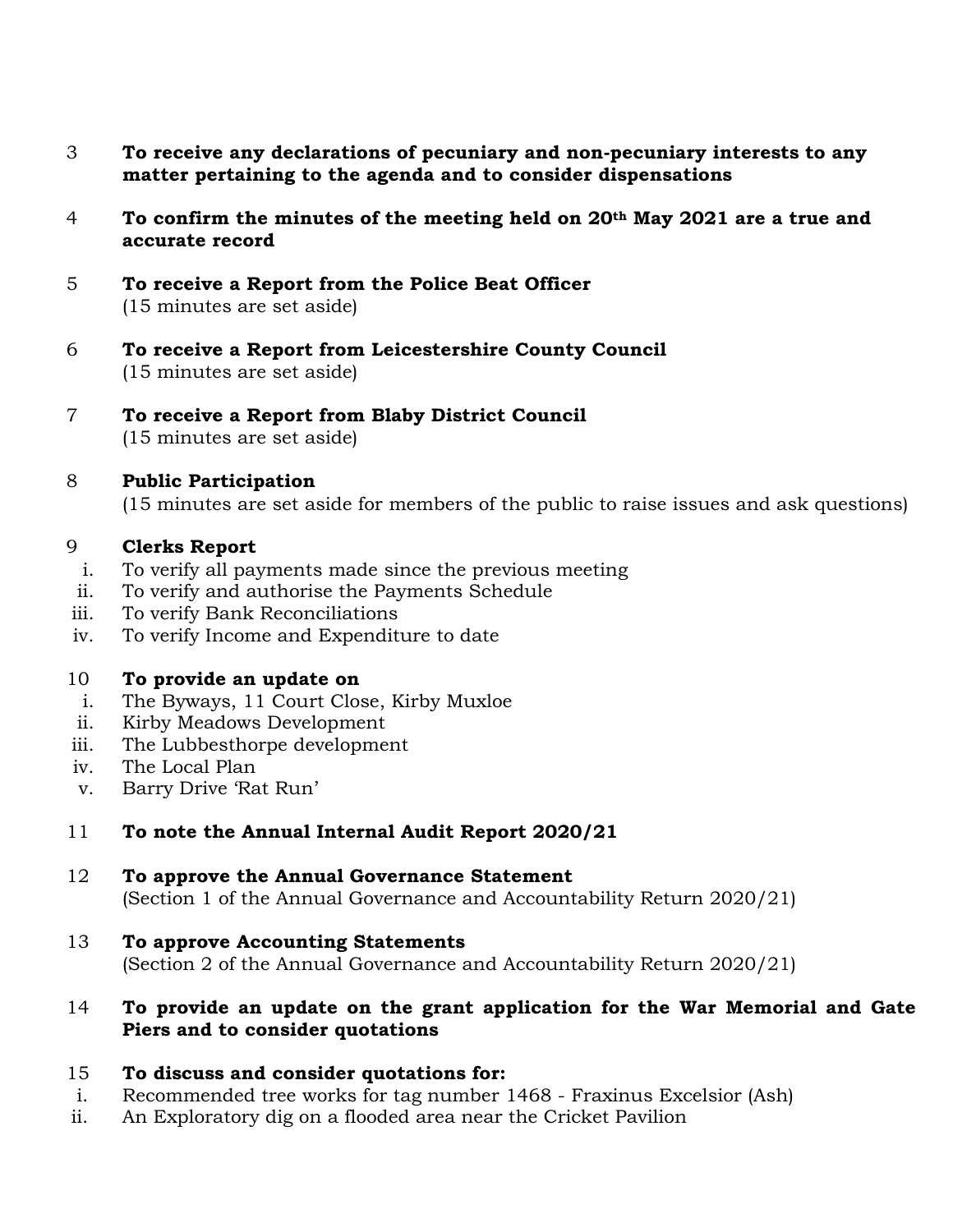3 **To receive any declarations of pecuniary and non-pecuniary interests to any matter pertaining to the agenda and to consider dispensations**

4 **To confirm the minutes of the meeting held on 20th May 2021 are a true and accurate record**

5 **To receive a Report from the Police Beat Officer**
(15 minutes are set aside)

6 **To receive a Report from Leicestershire County Council**
(15 minutes are set aside)

7 **To receive a Report from Blaby District Council**
(15 minutes are set aside)

8 **Public Participation**
(15 minutes are set aside for members of the public to raise issues and ask questions)

9 **Clerks Report**

i. To verify all payments made since the previous meeting
ii. To verify and authorise the Payments Schedule
iii. To verify Bank Reconciliations
iv. To verify Income and Expenditure to date

10 **To provide an update on**

i. The Byways, 11 Court Close, Kirby Muxloe
ii. Kirby Meadows Development
iii. The Lubbesthorpe development
iv. The Local Plan
v. Barry Drive 'Rat Run'

11 **To note the Annual Internal Audit Report 2020/21**

12 **To approve the Annual Governance Statement**
(Section 1 of the Annual Governance and Accountability Return 2020/21)

13 **To approve Accounting Statements**
(Section 2 of the Annual Governance and Accountability Return 2020/21)

14 **To provide an update on the grant application for the War Memorial and Gate Piers and to consider quotations**

15 **To discuss and consider quotations for:**

i. Recommended tree works for tag number 1468 - Fraxinus Excelsior (Ash)
ii. An Exploratory dig on a flooded area near the Cricket Pavilion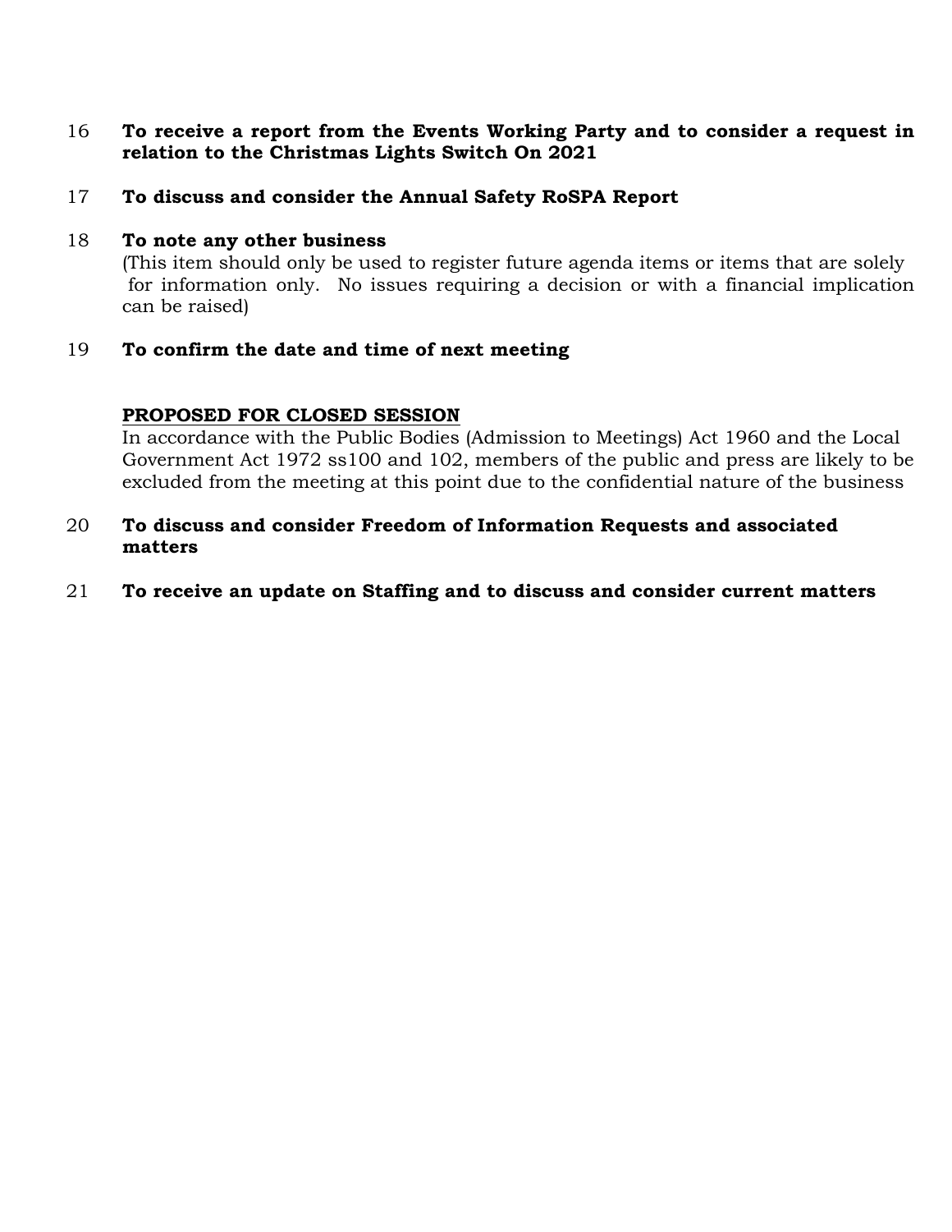16 **To receive a report from the Events Working Party and to consider a request in relation to the Christmas Lights Switch On 2021**

17 **To discuss and consider the Annual Safety RoSPA Report**

18 **To note any other business**
(This item should only be used to register future agenda items or items that are solely for information only. No issues requiring a decision or with a financial implication can be raised)

19 **To confirm the date and time of next meeting**

**PROPOSED FOR CLOSED SESSION**

In accordance with the Public Bodies (Admission to Meetings) Act 1960 and the Local Government Act 1972 ss100 and 102, members of the public and press are likely to be excluded from the meeting at this point due to the confidential nature of the business

20 **To discuss and consider Freedom of Information Requests and associated matters**

21 **To receive an update on Staffing and to discuss and consider current matters**